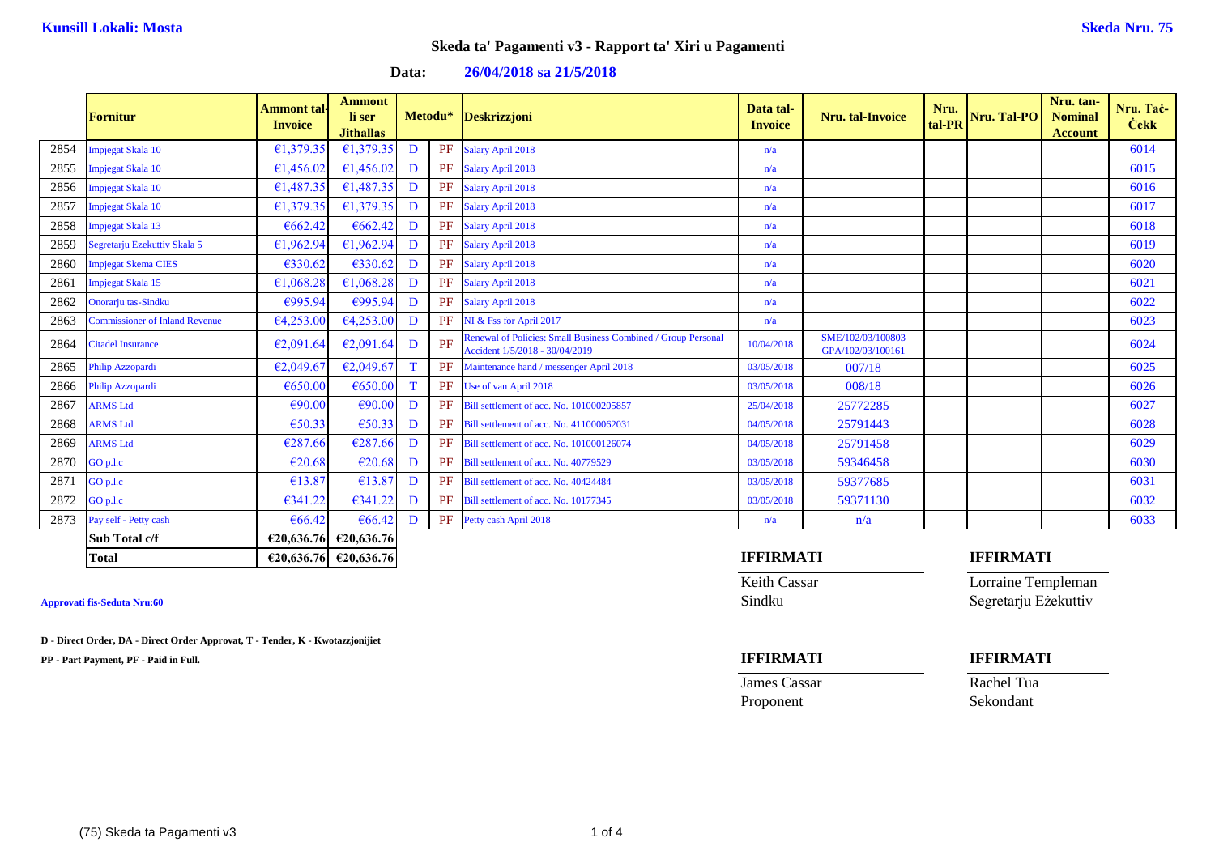**Kunsill Lokali: Mosta** **Skeda Nru. 75**

## Skeda ta' Pagamenti v3 - Rapport ta' Xiri u Pagamenti

**Data: 26/04/2018 sa 21/5/2018**

| | Fornitur | Ammont tal-Invoice | Ammont li ser Jitħallas | Metodu* | | Deskrizzjoni | Data tal-Invoice | Nru. tal-Invoice | Nru. tal-PR | Nru. Tal-PO | Nru. tan-Nominal Account | Nru. Taċ-Ċekk |
|---|---|---|---|---|---|---|---|---|---|---|---|---|
| 2854 | Impjegat Skala 10 | €1,379.35 | €1,379.35 | D | PF | Salary April 2018 | n/a | | | | | 6014 |
| 2855 | Impjegat Skala 10 | €1,456.02 | €1,456.02 | D | PF | Salary April 2018 | n/a | | | | | 6015 |
| 2856 | Impjegat Skala 10 | €1,487.35 | €1,487.35 | D | PF | Salary April 2018 | n/a | | | | | 6016 |
| 2857 | Impjegat Skala 10 | €1,379.35 | €1,379.35 | D | PF | Salary April 2018 | n/a | | | | | 6017 |
| 2858 | Impjegat Skala 13 | €662.42 | €662.42 | D | PF | Salary April 2018 | n/a | | | | | 6018 |
| 2859 | Segretarju Ezekuttiv Skala 5 | €1,962.94 | €1,962.94 | D | PF | Salary April 2018 | n/a | | | | | 6019 |
| 2860 | Impjegat Skema CIES | €330.62 | €330.62 | D | PF | Salary April 2018 | n/a | | | | | 6020 |
| 2861 | Impjegat Skala 15 | €1,068.28 | €1,068.28 | D | PF | Salary April 2018 | n/a | | | | | 6021 |
| 2862 | Onorarju tas-Sindku | €995.94 | €995.94 | D | PF | Salary April 2018 | n/a | | | | | 6022 |
| 2863 | Commissioner of Inland Revenue | €4,253.00 | €4,253.00 | D | PF | NI & Fss for April 2017 | n/a | | | | | 6023 |
| 2864 | Citadel Insurance | €2,091.64 | €2,091.64 | D | PF | Renewal of Policies: Small Business Combined / Group Personal Accident 1/5/2018 - 30/04/2019 | 10/04/2018 | SME/102/03/100803 GPA/102/03/100161 | | | | 6024 |
| 2865 | Philip Azzopardi | €2,049.67 | €2,049.67 | T | PF | Maintenance hand / messenger April 2018 | 03/05/2018 | 007/18 | | | | 6025 |
| 2866 | Philip Azzopardi | €650.00 | €650.00 | T | PF | Use of van April 2018 | 03/05/2018 | 008/18 | | | | 6026 |
| 2867 | ARMS Ltd | €90.00 | €90.00 | D | PF | Bill settlement of acc. No. 101000205857 | 25/04/2018 | 25772285 | | | | 6027 |
| 2868 | ARMS Ltd | €50.33 | €50.33 | D | PF | Bill settlement of acc. No. 411000062031 | 04/05/2018 | 25791443 | | | | 6028 |
| 2869 | ARMS Ltd | €287.66 | €287.66 | D | PF | Bill settlement of acc. No. 101000126074 | 04/05/2018 | 25791458 | | | | 6029 |
| 2870 | GO p.l.c | €20.68 | €20.68 | D | PF | Bill settlement of acc. No. 40779529 | 03/05/2018 | 59346458 | | | | 6030 |
| 2871 | GO p.l.c | €13.87 | €13.87 | D | PF | Bill settlement of acc. No. 40424484 | 03/05/2018 | 59377685 | | | | 6031 |
| 2872 | GO p.l.c | €341.22 | €341.22 | D | PF | Bill settlement of acc. No. 10177345 | 03/05/2018 | 59371130 | | | | 6032 |
| 2873 | Pay self - Petty cash | €66.42 | €66.42 | D | PF | Petty cash April 2018 | n/a | n/a | | | | 6033 |
| | **Sub Total c/f** | **€20,636.76** | **€20,636.76** | | | | | | | | | |
| | **Total** | **€20,636.76** | **€20,636.76** | | | | | | | | | |

**Approvati fis-Seduta Nru:60**

**D - Direct Order, DA - Direct Order Approvat, T - Tender, K - Kwotazzjonijiet**

**PP - Part Payment, PF - Paid in Full.**

| **IFFIRMATI** | **IFFIRMATI** |
|---|---|
| Keith Cassar | Lorraine Templeman |
| Sindku | Segretarju Eżekuttiv |

| **IFFIRMATI** | **IFFIRMATI** |
|---|---|
| James Cassar | Rachel Tua |
| Proponent | Sekondant |

(75) Skeda ta Pagamenti v3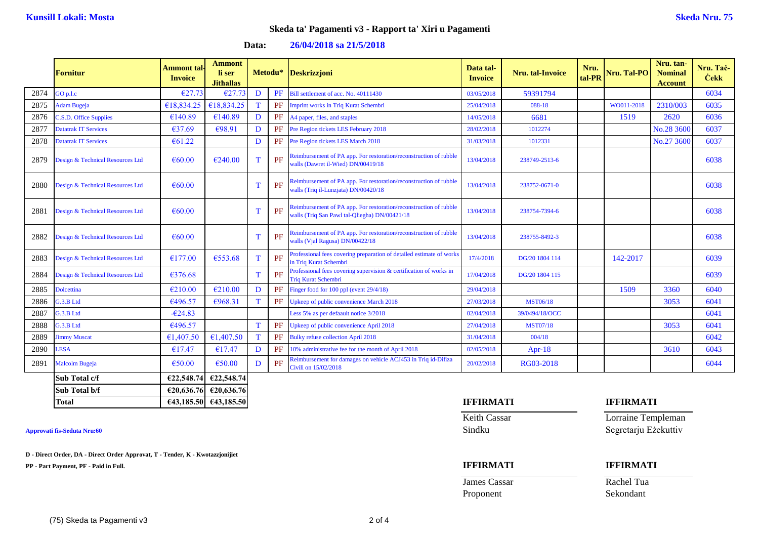**Kunsill Lokali: Mosta**

**Skeda Nru. 75**

## Skeda ta' Pagamenti v3 - Rapport ta' Xiri u Pagamenti

**Data: 26/04/2018 sa 21/5/2018**

| | Fornitur | Ammont tal-Invoice | Ammont li ser Jitħallas | Metodu* | | Deskrizzjoni | Data tal-Invoice | Nru. tal-Invoice | Nru. tal-PR | Nru. Tal-PO | Nru. tan-Nominal Account | Nru. Taċ-Ċekk |
|---|---|---|---|---|---|---|---|---|---|---|---|---|
| 2874 | GO p.l.c | €27.73 | €27.73 | D | PF | Bill settlement of acc. No. 40111430 | 03/05/2018 | 59391794 | | | | 6034 |
| 2875 | Adam Bugeja | €18,834.25 | €18,834.25 | T | PF | Imprint works in Triq Kurat Schembri | 25/04/2018 | 088-18 | | WO011-2018 | 2310/003 | 6035 |
| 2876 | C.S.D. Office Supplies | €140.89 | €140.89 | D | PF | A4 paper, files, and staples | 14/05/2018 | 6681 | | 1519 | 2620 | 6036 |
| 2877 | Datatrak IT Services | €37.69 | €98.91 | D | PF | Pre Region tickets LES February 2018 | 28/02/2018 | 1012274 | | | No.28 3600 | 6037 |
| 2878 | Datatrak IT Services | €61.22 | | D | PF | Pre Region tickets LES March 2018 | 31/03/2018 | 1012331 | | | No.27 3600 | 6037 |
| 2879 | Design & Technical Resources Ltd | €60.00 | €240.00 | T | PF | Reimbursement of PA app. For restoration/reconstruction of rubble walls (Dawret il-Wied) DN/00419/18 | 13/04/2018 | 238749-2513-6 | | | | 6038 |
| 2880 | Design & Technical Resources Ltd | €60.00 | | T | PF | Reimbursement of PA app. For restoration/reconstruction of rubble walls (Triq il-Lunzjata) DN/00420/18 | 13/04/2018 | 238752-0671-0 | | | | 6038 |
| 2881 | Design & Technical Resources Ltd | €60.00 | | T | PF | Reimbursement of PA app. For restoration/reconstruction of rubble walls (Triq San Pawl tal-Qliegħa) DN/00421/18 | 13/04/2018 | 238754-7394-6 | | | | 6038 |
| 2882 | Design & Technical Resources Ltd | €60.00 | | T | PF | Reimbursement of PA app. For restoration/reconstruction of rubble walls (Vjal Ragusa) DN/00422/18 | 13/04/2018 | 238755-8492-3 | | | | 6038 |
| 2883 | Design & Technical Resources Ltd | €177.00 | €553.68 | T | PF | Professional fees covering preparation of detailed estimate of works in Triq Kurat Schembri | 17/4/2018 | DG/20 1804 114 | | 142-2017 | | 6039 |
| 2884 | Design & Technical Resources Ltd | €376.68 | | T | PF | Professional fees covering supervision & certification of works in Triq Kurat Schembri | 17/04/2018 | DG/20 1804 115 | | | | 6039 |
| 2885 | Dolcettina | €210.00 | €210.00 | D | PF | Finger food for 100 ppl (event 29/4/18) | 29/04/2018 | | | 1509 | 3360 | 6040 |
| 2886 | G.3.B Ltd | €496.57 | €968.31 | T | PF | Upkeep of public convenience March 2018 | 27/03/2018 | MST06/18 | | | 3053 | 6041 |
| 2887 | G.3.B Ltd | -€24.83 | | | | Less 5% as per defaault notice 3/2018 | 02/04/2018 | 39/0494/18/OCC | | | | 6041 |
| 2888 | G.3.B Ltd | €496.57 | | T | PF | Upkeep of public convenience April 2018 | 27/04/2018 | MST07/18 | | | 3053 | 6041 |
| 2889 | Jimmy Muscat | €1,407.50 | €1,407.50 | T | PF | Bulky refuse collection April 2018 | 31/04/2018 | 004/18 | | | | 6042 |
| 2890 | LESA | €17.47 | €17.47 | D | PF | 10% administrative fee for the month of April 2018 | 02/05/2018 | Apr-18 | | | 3610 | 6043 |
| 2891 | Malcolm Bugeja | €50.00 | €50.00 | D | PF | Reimbursement for damages on vehicle ACJ453 in Triq id-Difiża Ċivili on 15/02/2018 | 20/02/2018 | RG03-2018 | | | | 6044 |
| | **Sub Total c/f** | **€22,548.74** | **€22,548.74** | | | | | | | | | |
| | **Sub Total b/f** | **€20,636.76** | **€20,636.76** | | | | | | | | | |
| | **Total** | **€43,185.50** | **€43,185.50** | | | | | | | | | |

**Approvati fis-Seduta Nru:60**

**D - Direct Order, DA - Direct Order Approvat, T - Tender, K - Kwotazzjonijiet**

**PP - Part Payment, PF - Paid in Full.**

| **IFFIRMATI** | **IFFIRMATI** |
|---|---|
| Keith Cassar | Lorraine Templeman |
| Sindku | Segretarju Eżekuttiv |

| **IFFIRMATI** | **IFFIRMATI** |
|---|---|
| James Cassar | Rachel Tua |
| Proponent | Sekondant |

(75) Skeda ta Pagamenti v3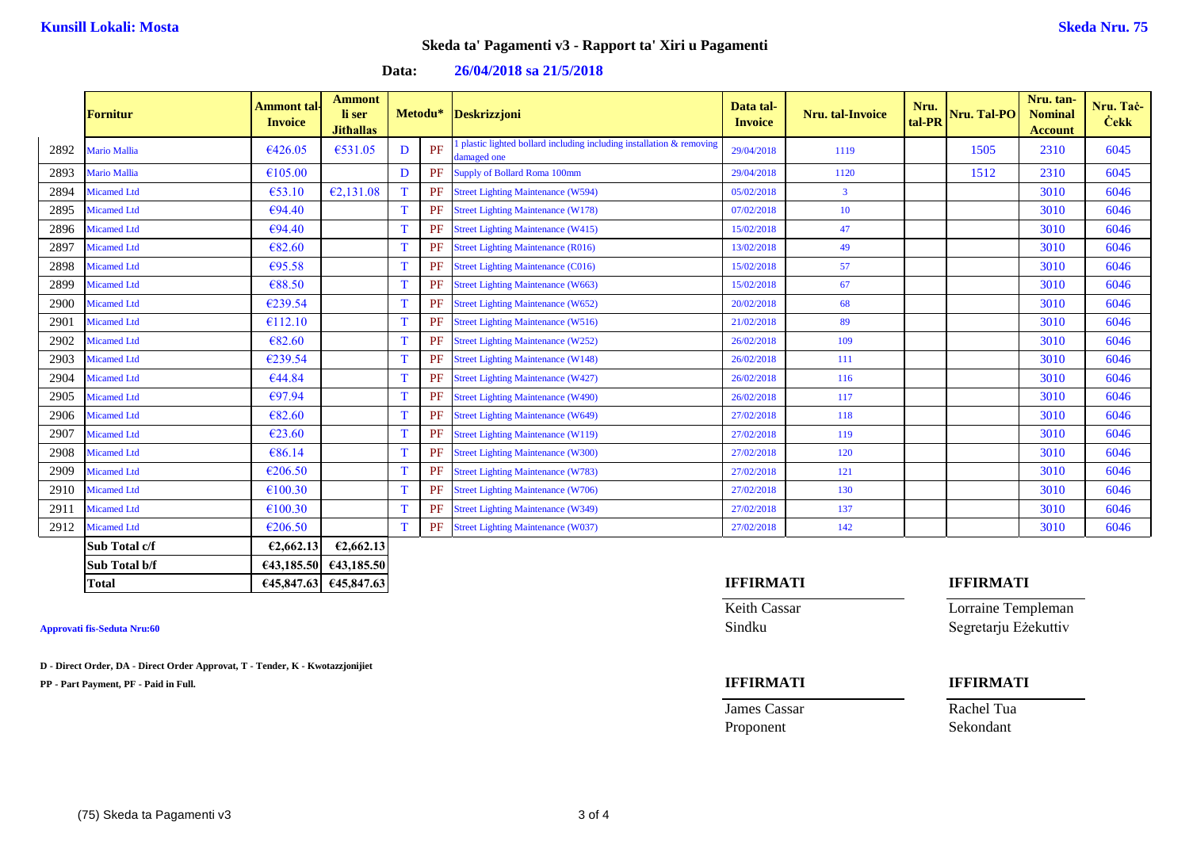**Kunsill Lokali: Mosta** **Skeda Nru. 75**

## Skeda ta' Pagamenti v3 - Rapport ta' Xiri u Pagamenti

**Data: 26/04/2018 sa 21/5/2018**

| | Fornitur | Ammont tal-Invoice | Ammont li ser Jitħallas | Metodu* | | Deskrizzjoni | Data tal-Invoice | Nru. tal-Invoice | Nru. tal-PR | Nru. Tal-PO | Nru. tan-Nominal Account | Nru. Taċ-Ċekk |
|---|---|---|---|---|---|---|---|---|---|---|---|---|
| 2892 | Mario Mallia | €426.05 | €531.05 | D | PF | 1 plastic lighted bollard including including installation & removing damaged one | 29/04/2018 | 1119 | | 1505 | 2310 | 6045 |
| 2893 | Mario Mallia | €105.00 | | D | PF | Supply of Bollard Roma 100mm | 29/04/2018 | 1120 | | 1512 | 2310 | 6045 |
| 2894 | Micamed Ltd | €53.10 | €2,131.08 | T | PF | Street Lighting Maintenance (W594) | 05/02/2018 | 3 | | | 3010 | 6046 |
| 2895 | Micamed Ltd | €94.40 | | T | PF | Street Lighting Maintenance (W178) | 07/02/2018 | 10 | | | 3010 | 6046 |
| 2896 | Micamed Ltd | €94.40 | | T | PF | Street Lighting Maintenance (W415) | 15/02/2018 | 47 | | | 3010 | 6046 |
| 2897 | Micamed Ltd | €82.60 | | T | PF | Street Lighting Maintenance (R016) | 13/02/2018 | 49 | | | 3010 | 6046 |
| 2898 | Micamed Ltd | €95.58 | | T | PF | Street Lighting Maintenance (C016) | 15/02/2018 | 57 | | | 3010 | 6046 |
| 2899 | Micamed Ltd | €88.50 | | T | PF | Street Lighting Maintenance (W663) | 15/02/2018 | 67 | | | 3010 | 6046 |
| 2900 | Micamed Ltd | €239.54 | | T | PF | Street Lighting Maintenance (W652) | 20/02/2018 | 68 | | | 3010 | 6046 |
| 2901 | Micamed Ltd | €112.10 | | T | PF | Street Lighting Maintenance (W516) | 21/02/2018 | 89 | | | 3010 | 6046 |
| 2902 | Micamed Ltd | €82.60 | | T | PF | Street Lighting Maintenance (W252) | 26/02/2018 | 109 | | | 3010 | 6046 |
| 2903 | Micamed Ltd | €239.54 | | T | PF | Street Lighting Maintenance (W148) | 26/02/2018 | 111 | | | 3010 | 6046 |
| 2904 | Micamed Ltd | €44.84 | | T | PF | Street Lighting Maintenance (W427) | 26/02/2018 | 116 | | | 3010 | 6046 |
| 2905 | Micamed Ltd | €97.94 | | T | PF | Street Lighting Maintenance (W490) | 26/02/2018 | 117 | | | 3010 | 6046 |
| 2906 | Micamed Ltd | €82.60 | | T | PF | Street Lighting Maintenance (W649) | 27/02/2018 | 118 | | | 3010 | 6046 |
| 2907 | Micamed Ltd | €23.60 | | T | PF | Street Lighting Maintenance (W119) | 27/02/2018 | 119 | | | 3010 | 6046 |
| 2908 | Micamed Ltd | €86.14 | | T | PF | Street Lighting Maintenance (W300) | 27/02/2018 | 120 | | | 3010 | 6046 |
| 2909 | Micamed Ltd | €206.50 | | T | PF | Street Lighting Maintenance (W783) | 27/02/2018 | 121 | | | 3010 | 6046 |
| 2910 | Micamed Ltd | €100.30 | | T | PF | Street Lighting Maintenance (W706) | 27/02/2018 | 130 | | | 3010 | 6046 |
| 2911 | Micamed Ltd | €100.30 | | T | PF | Street Lighting Maintenance (W349) | 27/02/2018 | 137 | | | 3010 | 6046 |
| 2912 | Micamed Ltd | €206.50 | | T | PF | Street Lighting Maintenance (W037) | 27/02/2018 | 142 | | | 3010 | 6046 |
| | **Sub Total c/f** | **€2,662.13** | **€2,662.13** | | | | | | | | | |
| | **Sub Total b/f** | **€43,185.50** | **€43,185.50** | | | | | | | | | |
| | **Total** | **€45,847.63** | **€45,847.63** | | | | | | | | | |

**Approvati fis-Seduta Nru:60**

**D - Direct Order, DA - Direct Order Approvat, T - Tender, K - Kwotazzjonijiet**

**PP - Part Payment, PF - Paid in Full.**

| **IFFIRMATI** | **IFFIRMATI** |
|---|---|
| Keith Cassar | Lorraine Templeman |
| Sindku | Segretarju Eżekuttiv |

| **IFFIRMATI** | **IFFIRMATI** |
|---|---|
| James Cassar | Rachel Tua |
| Proponent | Sekondant |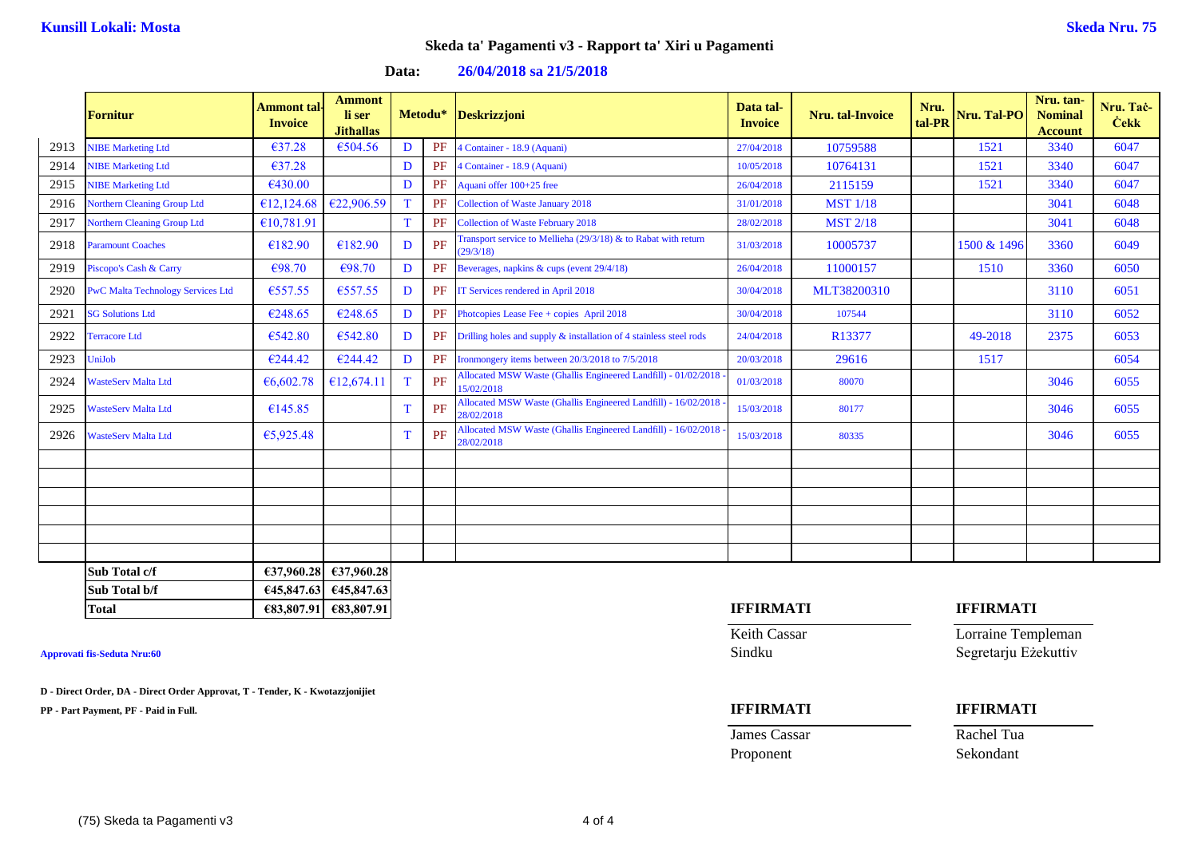**Kunsill Lokali: Mosta**

**Skeda Nru. 75**

## Skeda ta' Pagamenti v3 - Rapport ta' Xiri u Pagamenti

**Data: 26/04/2018 sa 21/5/2018**

| | Fornitur | Ammont tal-Invoice | Ammont li ser Jitħallas | Metodu* | | Deskrizzjoni | Data tal-Invoice | Nru. tal-Invoice | Nru. tal-PR | Nru. Tal-PO | Nru. tan-Nominal Account | Nru. Taċ-Ċekk |
|---|---|---|---|---|---|---|---|---|---|---|---|---|
| 2913 | NIBE Marketing Ltd | €37.28 | €504.56 | D | PF | 4 Container - 18.9 (Aquani) | 27/04/2018 | 10759588 | | 1521 | 3340 | 6047 |
| 2914 | NIBE Marketing Ltd | €37.28 | | D | PF | 4 Container - 18.9 (Aquani) | 10/05/2018 | 10764131 | | 1521 | 3340 | 6047 |
| 2915 | NIBE Marketing Ltd | €430.00 | | D | PF | Aquani offer 100+25 free | 26/04/2018 | 2115159 | | 1521 | 3340 | 6047 |
| 2916 | Northern Cleaning Group Ltd | €12,124.68 | €22,906.59 | T | PF | Collection of Waste January 2018 | 31/01/2018 | MST 1/18 | | | 3041 | 6048 |
| 2917 | Northern Cleaning Group Ltd | €10,781.91 | | T | PF | Collection of Waste February 2018 | 28/02/2018 | MST 2/18 | | | 3041 | 6048 |
| 2918 | Paramount Coaches | €182.90 | €182.90 | D | PF | Transport service to Mellieha (29/3/18) & to Rabat with return (29/3/18) | 31/03/2018 | 10005737 | | 1500 & 1496 | 3360 | 6049 |
| 2919 | Piscopo's Cash & Carry | €98.70 | €98.70 | D | PF | Beverages, napkins & cups (event 29/4/18) | 26/04/2018 | 11000157 | | 1510 | 3360 | 6050 |
| 2920 | PwC Malta Technology Services Ltd | €557.55 | €557.55 | D | PF | IT Services rendered in April 2018 | 30/04/2018 | MLT38200310 | | | 3110 | 6051 |
| 2921 | SG Solutions Ltd | €248.65 | €248.65 | D | PF | Photcopies Lease Fee + copies April 2018 | 30/04/2018 | 107544 | | | 3110 | 6052 |
| 2922 | Terracore Ltd | €542.80 | €542.80 | D | PF | Drilling holes and supply & installation of 4 stainless steel rods | 24/04/2018 | R13377 | | 49-2018 | 2375 | 6053 |
| 2923 | UniJob | €244.42 | €244.42 | D | PF | Ironmongery items between 20/3/2018 to 7/5/2018 | 20/03/2018 | 29616 | | 1517 | | 6054 |
| 2924 | WasteServ Malta Ltd | €6,602.78 | €12,674.11 | T | PF | Allocated MSW Waste (Ghallis Engineered Landfill) - 01/02/2018 - 15/02/2018 | 01/03/2018 | 80070 | | | 3046 | 6055 |
| 2925 | WasteServ Malta Ltd | €145.85 | | T | PF | Allocated MSW Waste (Ghallis Engineered Landfill) - 16/02/2018 - 28/02/2018 | 15/03/2018 | 80177 | | | 3046 | 6055 |
| 2926 | WasteServ Malta Ltd | €5,925.48 | | T | PF | Allocated MSW Waste (Ghallis Engineered Landfill) - 16/02/2018 - 28/02/2018 | 15/03/2018 | 80335 | | | 3046 | 6055 |

| | | |
|---|---|---|
| **Sub Total c/f** | €37,960.28 | €37,960.28 |
| **Sub Total b/f** | €45,847.63 | €45,847.63 |
| **Total** | €83,807.91 | €83,807.91 |

**Approvati fis-Seduta Nru:60**

**D - Direct Order, DA - Direct Order Approvat, T - Tender, K - Kwotazzjonijiet**

**PP - Part Payment, PF - Paid in Full.**

| **IFFIRMATI** | **IFFIRMATI** |
|---|---|
| Keith Cassar | Lorraine Templeman |
| Sindku | Segretarju Eżekuttiv |

| **IFFIRMATI** | **IFFIRMATI** |
|---|---|
| James Cassar | Rachel Tua |
| Proponent | Sekondant |

(75) Skeda ta Pagamenti v3